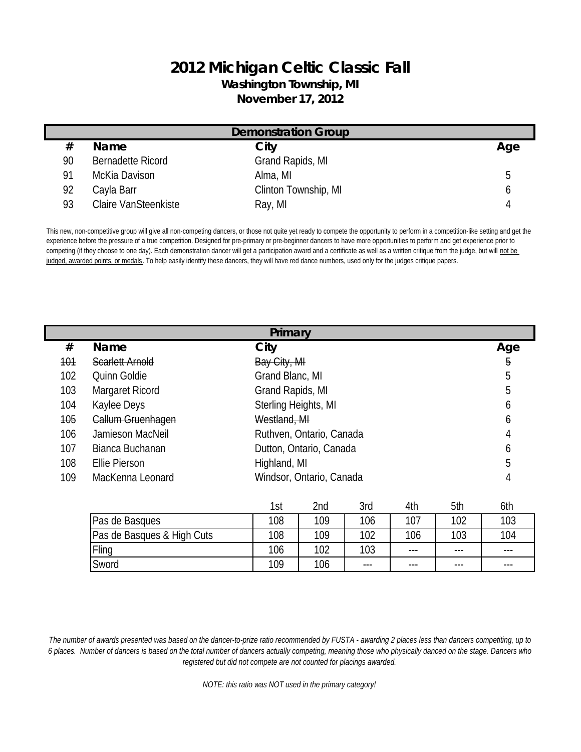# 2012 Michigan Celtic Classic Fall

**Washington Township, MI**

**November 17, 2012**

## Demonstration Group

| # | Name | City | Age |
|---|---|---|---|
| 90 | Bernadette Ricord | Grand Rapids, MI | |
| 91 | McKia Davison | Alma, MI | 5 |
| 92 | Cayla Barr | Clinton Township, MI | 6 |
| 93 | Claire VanSteenkiste | Ray, MI | 4 |

This new, non-competitive group will give all non-competing dancers, or those not quite yet ready to compete the opportunity to perform in a competition-like setting and get the experience before the pressure of a true competition. Designed for pre-primary or pre-beginner dancers to have more opportunities to perform and get experience prior to competing (if they choose to one day). Each demonstration dancer will get a participation award and a certificate as well as a written critique from the judge, but will <u>not be judged, awarded points, or medals</u>. To help easily identify these dancers, they will have red dance numbers, used only for the judges critique papers.

## Primary

| # | Name | City | Age |
|---|---|---|---|
| ~~101~~ | ~~Scarlett Arnold~~ | ~~Bay City, MI~~ | ~~5~~ |
| 102 | Quinn Goldie | Grand Blanc, MI | 5 |
| 103 | Margaret Ricord | Grand Rapids, MI | 5 |
| 104 | Kaylee Deys | Sterling Heights, MI | 6 |
| ~~105~~ | ~~Callum Gruenhagen~~ | ~~Westland, MI~~ | ~~6~~ |
| 106 | Jamieson MacNeil | Ruthven, Ontario, Canada | 4 |
| 107 | Bianca Buchanan | Dutton, Ontario, Canada | 6 |
| 108 | Ellie Pierson | Highland, MI | 5 |
| 109 | MacKenna Leonard | Windsor, Ontario, Canada | 4 |

| | 1st | 2nd | 3rd | 4th | 5th | 6th |
|---|---|---|---|---|---|---|
| Pas de Basques | 108 | 109 | 106 | 107 | 102 | 103 |
| Pas de Basques & High Cuts | 108 | 109 | 102 | 106 | 103 | 104 |
| Fling | 106 | 102 | 103 | --- | --- | --- |
| Sword | 109 | 106 | --- | --- | --- | --- |

*The number of awards presented was based on the dancer-to-prize ratio recommended by FUSTA - awarding 2 places less than dancers competiting, up to 6 places. Number of dancers is based on the total number of dancers actually competing, meaning those who physically danced on the stage. Dancers who registered but did not compete are not counted for placings awarded.*

*NOTE: this ratio was NOT used in the primary category!*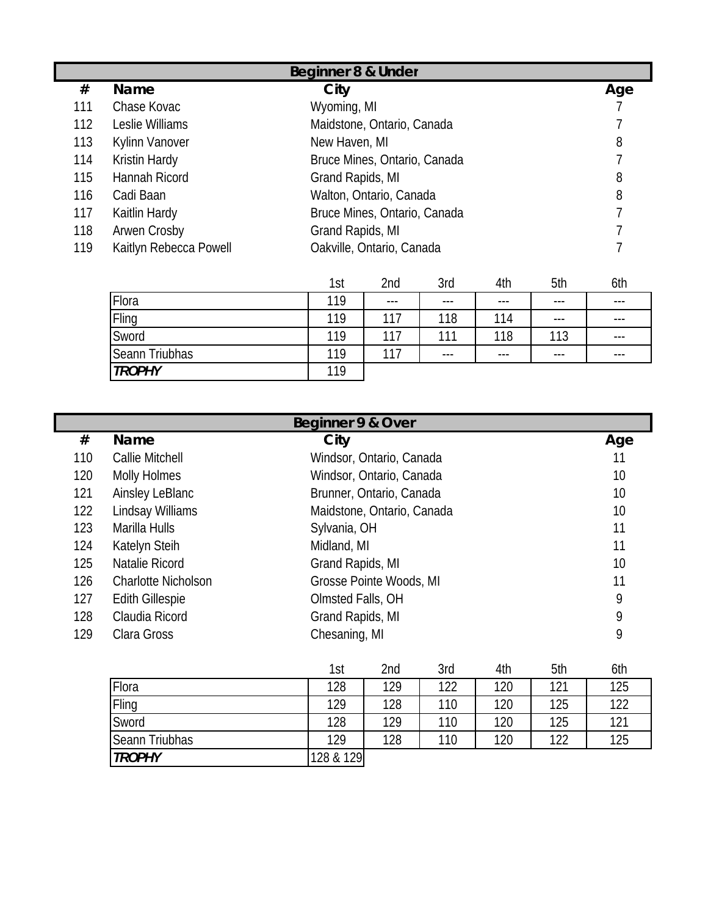## Beginner 8 & Under

| # | Name | City | Age |
|---|---|---|---|
| 111 | Chase Kovac | Wyoming, MI | 7 |
| 112 | Leslie Williams | Maidstone, Ontario, Canada | 7 |
| 113 | Kylinn Vanover | New Haven, MI | 8 |
| 114 | Kristin Hardy | Bruce Mines, Ontario, Canada | 7 |
| 115 | Hannah Ricord | Grand Rapids, MI | 8 |
| 116 | Cadi Baan | Walton, Ontario, Canada | 8 |
| 117 | Kaitlin Hardy | Bruce Mines, Ontario, Canada | 7 |
| 118 | Arwen Crosby | Grand Rapids, MI | 7 |
| 119 | Kaitlyn Rebecca Powell | Oakville, Ontario, Canada | 7 |

| | 1st | 2nd | 3rd | 4th | 5th | 6th |
|---|---|---|---|---|---|---|
| Flora | 119 | --- | --- | --- | --- | --- |
| Fling | 119 | 117 | 118 | 114 | --- | --- |
| Sword | 119 | 117 | 111 | 118 | 113 | --- |
| Seann Triubhas | 119 | 117 | --- | --- | --- | --- |
| ***TROPHY*** | 119 | | | | | |

## Beginner 9 & Over

| # | Name | City | Age |
|---|---|---|---|
| 110 | Callie Mitchell | Windsor, Ontario, Canada | 11 |
| 120 | Molly Holmes | Windsor, Ontario, Canada | 10 |
| 121 | Ainsley LeBlanc | Brunner, Ontario, Canada | 10 |
| 122 | Lindsay Williams | Maidstone, Ontario, Canada | 10 |
| 123 | Marilla Hulls | Sylvania, OH | 11 |
| 124 | Katelyn Steih | Midland, MI | 11 |
| 125 | Natalie Ricord | Grand Rapids, MI | 10 |
| 126 | Charlotte Nicholson | Grosse Pointe Woods, MI | 11 |
| 127 | Edith Gillespie | Olmsted Falls, OH | 9 |
| 128 | Claudia Ricord | Grand Rapids, MI | 9 |
| 129 | Clara Gross | Chesaning, MI | 9 |

| | 1st | 2nd | 3rd | 4th | 5th | 6th |
|---|---|---|---|---|---|---|
| Flora | 128 | 129 | 122 | 120 | 121 | 125 |
| Fling | 129 | 128 | 110 | 120 | 125 | 122 |
| Sword | 128 | 129 | 110 | 120 | 125 | 121 |
| Seann Triubhas | 129 | 128 | 110 | 120 | 122 | 125 |
| ***TROPHY*** | 128 & 129 | | | | | |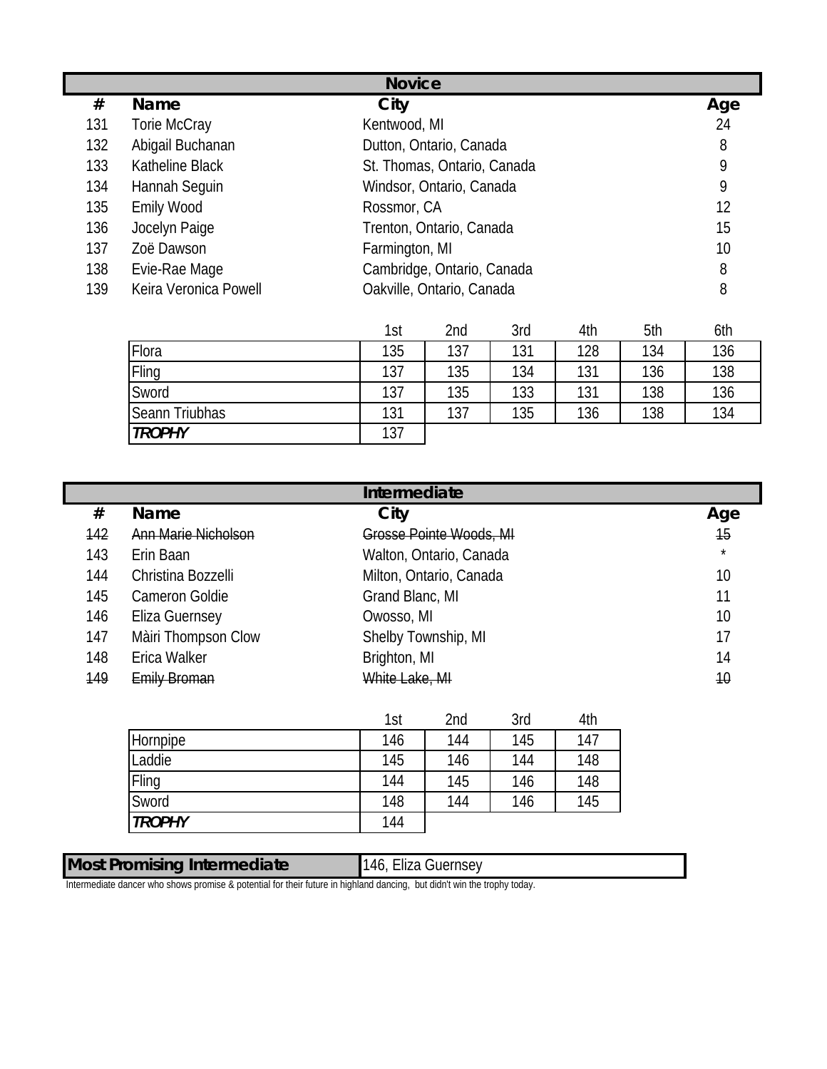## Novice

| # | Name | City | Age |
|---|---|---|---|
| 131 | Torie McCray | Kentwood, MI | 24 |
| 132 | Abigail Buchanan | Dutton, Ontario, Canada | 8 |
| 133 | Katheline Black | St. Thomas, Ontario, Canada | 9 |
| 134 | Hannah Seguin | Windsor, Ontario, Canada | 9 |
| 135 | Emily Wood | Rossmor, CA | 12 |
| 136 | Jocelyn Paige | Trenton, Ontario, Canada | 15 |
| 137 | Zoë Dawson | Farmington, MI | 10 |
| 138 | Evie-Rae Mage | Cambridge, Ontario, Canada | 8 |
| 139 | Keira Veronica Powell | Oakville, Ontario, Canada | 8 |

| | 1st | 2nd | 3rd | 4th | 5th | 6th |
|---|---|---|---|---|---|---|
| Flora | 135 | 137 | 131 | 128 | 134 | 136 |
| Fling | 137 | 135 | 134 | 131 | 136 | 138 |
| Sword | 137 | 135 | 133 | 131 | 138 | 136 |
| Seann Triubhas | 131 | 137 | 135 | 136 | 138 | 134 |
| ***TROPHY*** | 137 | | | | | |

## Intermediate

| # | Name | City | Age |
|---|---|---|---|
| ~~142~~ | ~~Ann Marie Nicholson~~ | ~~Grosse Pointe Woods, MI~~ | ~~15~~ |
| 143 | Erin Baan | Walton, Ontario, Canada | * |
| 144 | Christina Bozzelli | Milton, Ontario, Canada | 10 |
| 145 | Cameron Goldie | Grand Blanc, MI | 11 |
| 146 | Eliza Guernsey | Owosso, MI | 10 |
| 147 | Màiri Thompson Clow | Shelby Township, MI | 17 |
| 148 | Erica Walker | Brighton, MI | 14 |
| ~~149~~ | ~~Emily Broman~~ | ~~White Lake, MI~~ | ~~10~~ |

| | 1st | 2nd | 3rd | 4th |
|---|---|---|---|---|
| Hornpipe | 146 | 144 | 145 | 147 |
| Laddie | 145 | 146 | 144 | 148 |
| Fling | 144 | 145 | 146 | 148 |
| Sword | 148 | 144 | 146 | 145 |
| ***TROPHY*** | 144 | | | |

| **Most Promising Intermediate** | 146, Eliza Guernsey |
|---|---|

Intermediate dancer who shows promise & potential for their future in highland dancing, but didn't win the trophy today.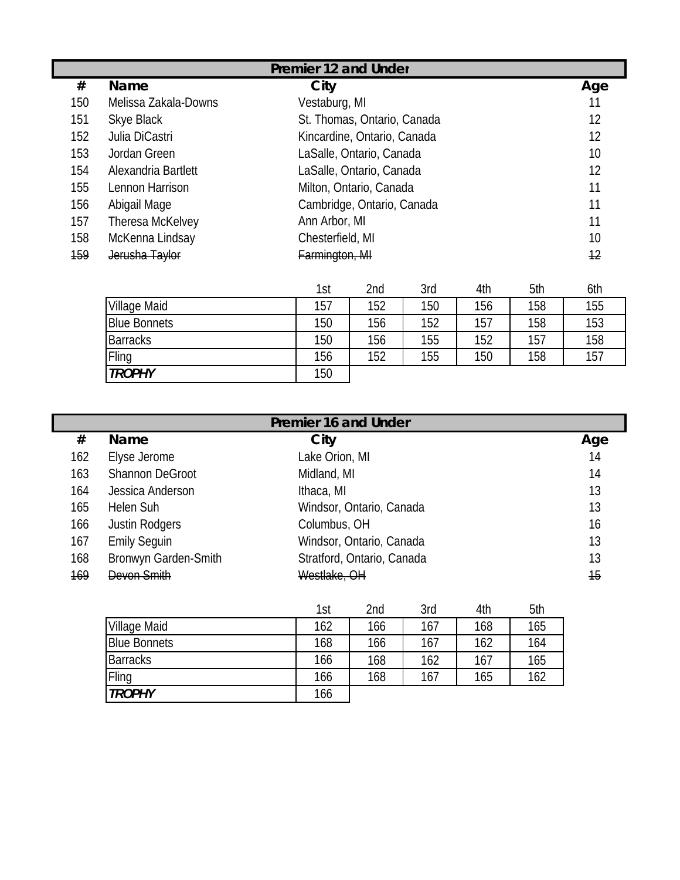## Premier 12 and Under

| # | Name | City | Age |
|---|---|---|---|
| 150 | Melissa Zakala-Downs | Vestaburg, MI | 11 |
| 151 | Skye Black | St. Thomas, Ontario, Canada | 12 |
| 152 | Julia DiCastri | Kincardine, Ontario, Canada | 12 |
| 153 | Jordan Green | LaSalle, Ontario, Canada | 10 |
| 154 | Alexandria Bartlett | LaSalle, Ontario, Canada | 12 |
| 155 | Lennon Harrison | Milton, Ontario, Canada | 11 |
| 156 | Abigail Mage | Cambridge, Ontario, Canada | 11 |
| 157 | Theresa McKelvey | Ann Arbor, MI | 11 |
| 158 | McKenna Lindsay | Chesterfield, MI | 10 |
| ~~159~~ | ~~Jerusha Taylor~~ | ~~Farmington, MI~~ | ~~12~~ |

| | 1st | 2nd | 3rd | 4th | 5th | 6th |
|---|---|---|---|---|---|---|
| Village Maid | 157 | 152 | 150 | 156 | 158 | 155 |
| Blue Bonnets | 150 | 156 | 152 | 157 | 158 | 153 |
| Barracks | 150 | 156 | 155 | 152 | 157 | 158 |
| Fling | 156 | 152 | 155 | 150 | 158 | 157 |
| ***TROPHY*** | 150 | | | | | |

## Premier 16 and Under

| # | Name | City | Age |
|---|---|---|---|
| 162 | Elyse Jerome | Lake Orion, MI | 14 |
| 163 | Shannon DeGroot | Midland, MI | 14 |
| 164 | Jessica Anderson | Ithaca, MI | 13 |
| 165 | Helen Suh | Windsor, Ontario, Canada | 13 |
| 166 | Justin Rodgers | Columbus, OH | 16 |
| 167 | Emily Seguin | Windsor, Ontario, Canada | 13 |
| 168 | Bronwyn Garden-Smith | Stratford, Ontario, Canada | 13 |
| ~~169~~ | ~~Devon Smith~~ | ~~Westlake, OH~~ | ~~15~~ |

| | 1st | 2nd | 3rd | 4th | 5th |
|---|---|---|---|---|---|
| Village Maid | 162 | 166 | 167 | 168 | 165 |
| Blue Bonnets | 168 | 166 | 167 | 162 | 164 |
| Barracks | 166 | 168 | 162 | 167 | 165 |
| Fling | 166 | 168 | 167 | 165 | 162 |
| ***TROPHY*** | 166 | | | | |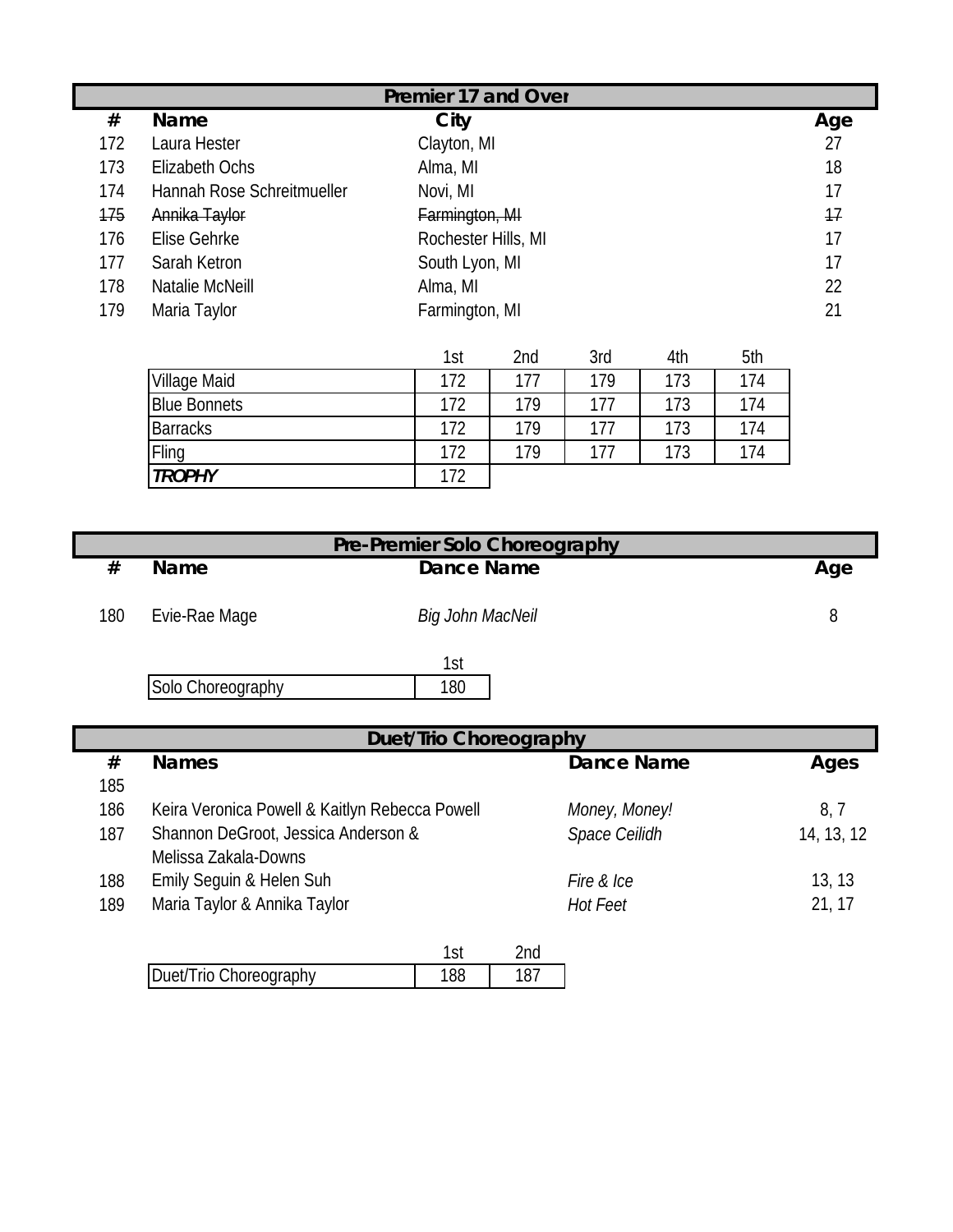## Premier 17 and Over

| # | Name | City | Age |
|---|---|---|---|
| 172 | Laura Hester | Clayton, MI | 27 |
| 173 | Elizabeth Ochs | Alma, MI | 18 |
| 174 | Hannah Rose Schreitmueller | Novi, MI | 17 |
| ~~175~~ | ~~Annika Taylor~~ | ~~Farmington, MI~~ | ~~17~~ |
| 176 | Elise Gehrke | Rochester Hills, MI | 17 |
| 177 | Sarah Ketron | South Lyon, MI | 17 |
| 178 | Natalie McNeill | Alma, MI | 22 |
| 179 | Maria Taylor | Farmington, MI | 21 |

| | 1st | 2nd | 3rd | 4th | 5th |
|---|---|---|---|---|---|
| Village Maid | 172 | 177 | 179 | 173 | 174 |
| Blue Bonnets | 172 | 179 | 177 | 173 | 174 |
| Barracks | 172 | 179 | 177 | 173 | 174 |
| Fling | 172 | 179 | 177 | 173 | 174 |
| ***TROPHY*** | 172 | | | | |

## Pre-Premier Solo Choreography

| # | Name | Dance Name | Age |
|---|---|---|---|
| 180 | Evie-Rae Mage | *Big John MacNeil* | 8 |

| | 1st |
|---|---|
| Solo Choreography | 180 |

## Duet/Trio Choreography

| # | Names | Dance Name | Ages |
|---|---|---|---|
| 185 | | | |
| 186 | Keira Veronica Powell & Kaitlyn Rebecca Powell | *Money, Money!* | 8, 7 |
| 187 | Shannon DeGroot, Jessica Anderson & Melissa Zakala-Downs | *Space Ceilidh* | 14, 13, 12 |
| 188 | Emily Seguin & Helen Suh | *Fire & Ice* | 13, 13 |
| 189 | Maria Taylor & Annika Taylor | *Hot Feet* | 21, 17 |

| | 1st | 2nd |
|---|---|---|
| Duet/Trio Choreography | 188 | 187 |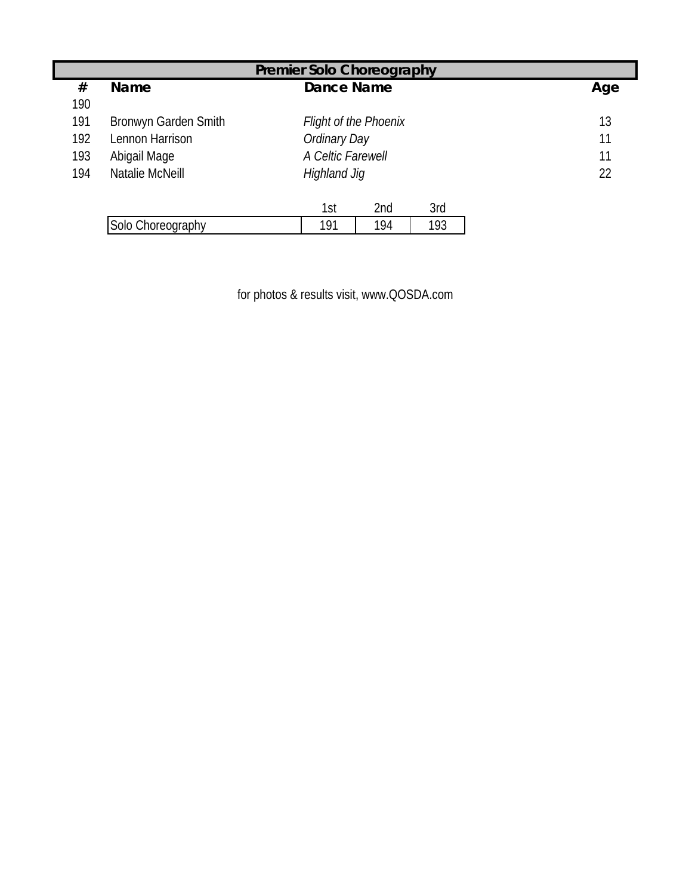## Premier Solo Choreography

| # | Name | Dance Name | Age |
|---|---|---|---|
| 190 | | | |
| 191 | Bronwyn Garden Smith | *Flight of the Phoenix* | 13 |
| 192 | Lennon Harrison | *Ordinary Day* | 11 |
| 193 | Abigail Mage | *A Celtic Farewell* | 11 |
| 194 | Natalie McNeill | *Highland Jig* | 22 |

| | 1st | 2nd | 3rd |
|---|---|---|---|
| Solo Choreography | 191 | 194 | 193 |

for photos & results visit, www.QOSDA.com